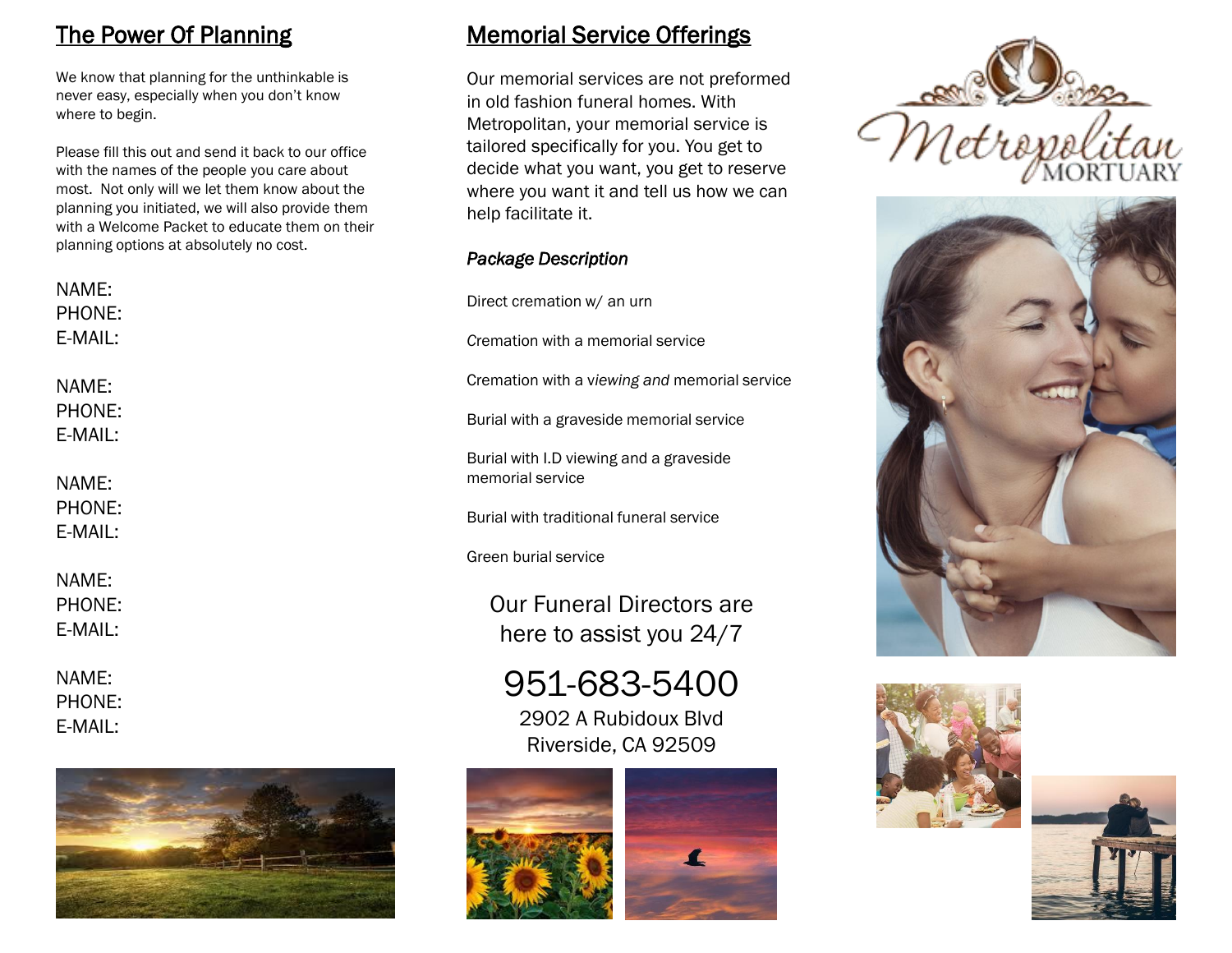## The Power Of Planning

We know that planning for the unthinkable is never easy, especially when you don't know where to begin.

Please fill this out and send it back to our office with the names of the people you care about most. Not only will we let them know about the planning you initiated, we will also provide them with a Welcome Packet to educate them on their planning options at absolutely no cost.

NAME:
PHONE:
E-MAIL:

NAME:
PHONE:
E-MAIL:

NAME:
PHONE:
E-MAIL:

NAME:
PHONE:
E-MAIL:

NAME:
PHONE:
E-MAIL:

## Memorial Service Offerings

Our memorial services are not preformed in old fashion funeral homes. With Metropolitan, your memorial service is tailored specifically for you. You get to decide what you want, you get to reserve where you want it and tell us how we can help facilitate it.

***Package Description***

Direct cremation w/ an urn

Cremation with a memorial service

Cremation with a *viewing and* memorial service

Burial with a graveside memorial service

Burial with I.D viewing and a graveside memorial service

Burial with traditional funeral service

Green burial service

Our Funeral Directors are here to assist you 24/7

951-683-5400

2902 A Rubidoux Blvd
Riverside, CA 92509

Metropolitan MORTUARY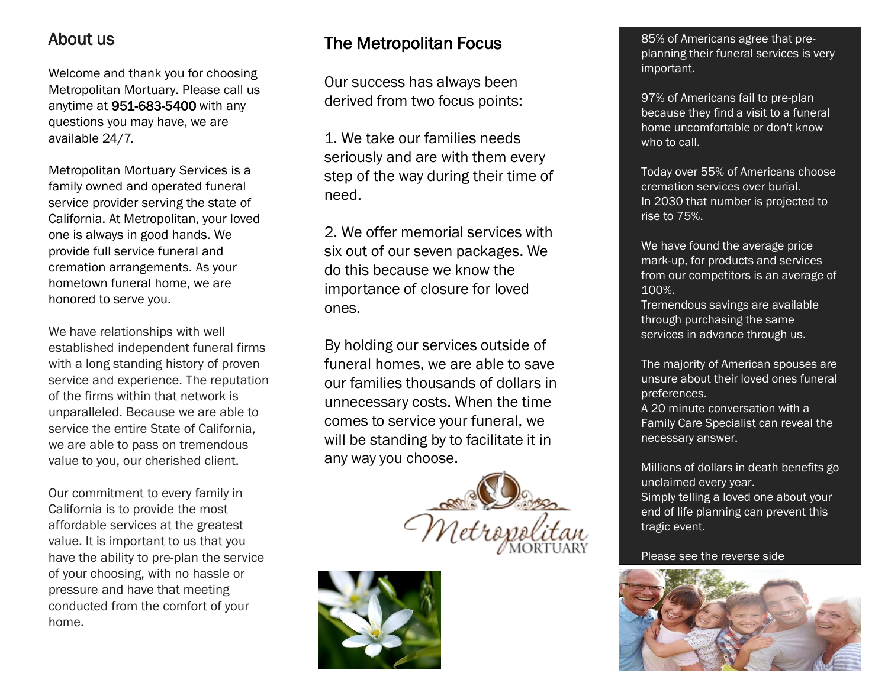## About us

Welcome and thank you for choosing Metropolitan Mortuary. Please call us anytime at 951-683-5400 with any questions you may have, we are available 24/7.

Metropolitan Mortuary Services is a family owned and operated funeral service provider serving the state of California. At Metropolitan, your loved one is always in good hands. We provide full service funeral and cremation arrangements. As your hometown funeral home, we are honored to serve you.

We have relationships with well established independent funeral firms with a long standing history of proven service and experience. The reputation of the firms within that network is unparalleled. Because we are able to service the entire State of California, we are able to pass on tremendous value to you, our cherished client.

Our commitment to every family in California is to provide the most affordable services at the greatest value. It is important to us that you have the ability to pre-plan the service of your choosing, with no hassle or pressure and have that meeting conducted from the comfort of your home.

## The Metropolitan Focus

Our success has always been derived from two focus points:

1. We take our families needs seriously and are with them every step of the way during their time of need.

2. We offer memorial services with six out of our seven packages. We do this because we know the importance of closure for loved ones.

By holding our services outside of funeral homes, we are able to save our families thousands of dollars in unnecessary costs. When the time comes to service your funeral, we will be standing by to facilitate it in any way you choose.

Metropolitan MORTUARY

85% of Americans agree that pre-planning their funeral services is very important.

97% of Americans fail to pre-plan because they find a visit to a funeral home uncomfortable or don't know who to call.

Today over 55% of Americans choose cremation services over burial.
In 2030 that number is projected to rise to 75%.

We have found the average price mark-up, for products and services from our competitors is an average of 100%.
Tremendous savings are available through purchasing the same services in advance through us.

The majority of American spouses are unsure about their loved ones funeral preferences.
A 20 minute conversation with a Family Care Specialist can reveal the necessary answer.

Millions of dollars in death benefits go unclaimed every year.
Simply telling a loved one about your end of life planning can prevent this tragic event.

Please see the reverse side